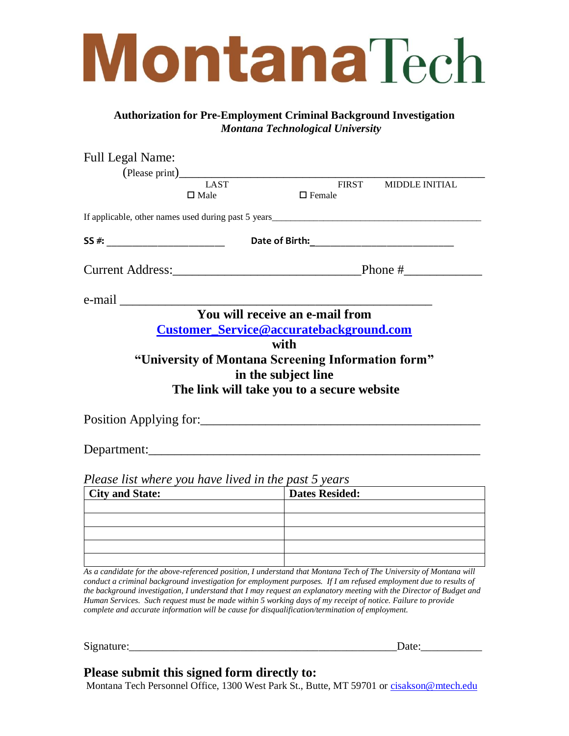# MontanaTech

**Authorization for Pre-Employment Criminal Background Investigation**
***Montana Technological University***

Full Legal Name:
(Please print)______________________________________________________
LAST FIRST MIDDLE INITIAL
☐ Male ☐ Female

If applicable, other names used during past 5 years______________________________________________

**SS #:** ______________________ **Date of Birth:**_____________________________

Current Address:______________________________Phone #____________

e-mail ____________________________________________________

**You will receive an e-mail from**
**Customer_Service@accuratebackground.com**
**with**
**"University of Montana Screening Information form"**
**in the subject line**
**The link will take you to a secure website**

Position Applying for:____________________________________________

Department:______________________________________________________

*Please list where you have lived in the past 5 years*

| City and State: | Dates Resided: |
|---|---|
| | |
| | |
| | |
| | |
| | |

*As a candidate for the above-referenced position, I understand that Montana Tech of The University of Montana will conduct a criminal background investigation for employment purposes. If I am refused employment due to results of the background investigation, I understand that I may request an explanatory meeting with the Director of Budget and Human Services. Such request must be made within 5 working days of my receipt of notice. Failure to provide complete and accurate information will be cause for disqualification/termination of employment.*

Signature:_______________________________________________Date:__________

## Please submit this signed form directly to:

Montana Tech Personnel Office, 1300 West Park St., Butte, MT 59701 or cisakson@mtech.edu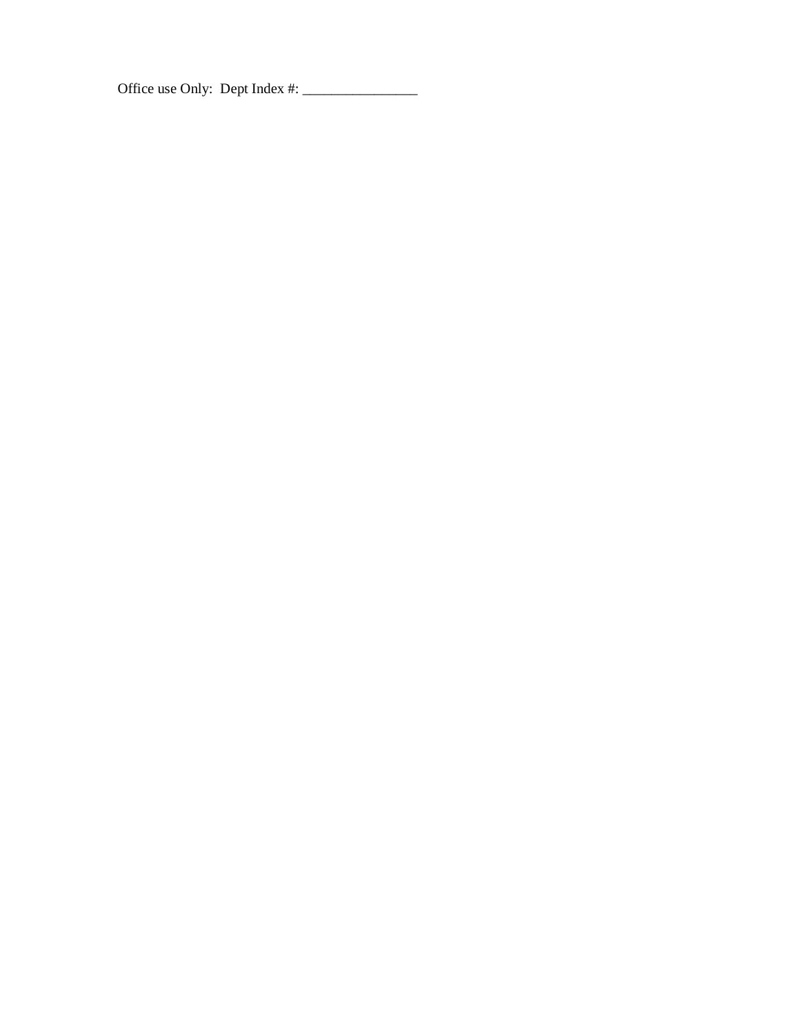Office use Only: Dept Index #: ________________